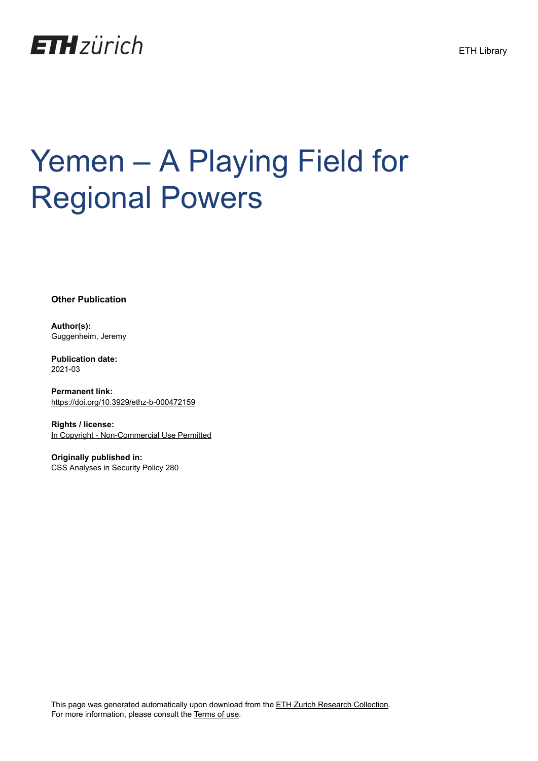ETH zürich

ETH Library

# Yemen – A Playing Field for Regional Powers

**Other Publication**

**Author(s):**
Guggenheim, Jeremy

**Publication date:**
2021-03

**Permanent link:**
https://doi.org/10.3929/ethz-b-000472159

**Rights / license:**
In Copyright - Non-Commercial Use Permitted

**Originally published in:**
CSS Analyses in Security Policy 280

This page was generated automatically upon download from the ETH Zurich Research Collection.
For more information, please consult the Terms of use.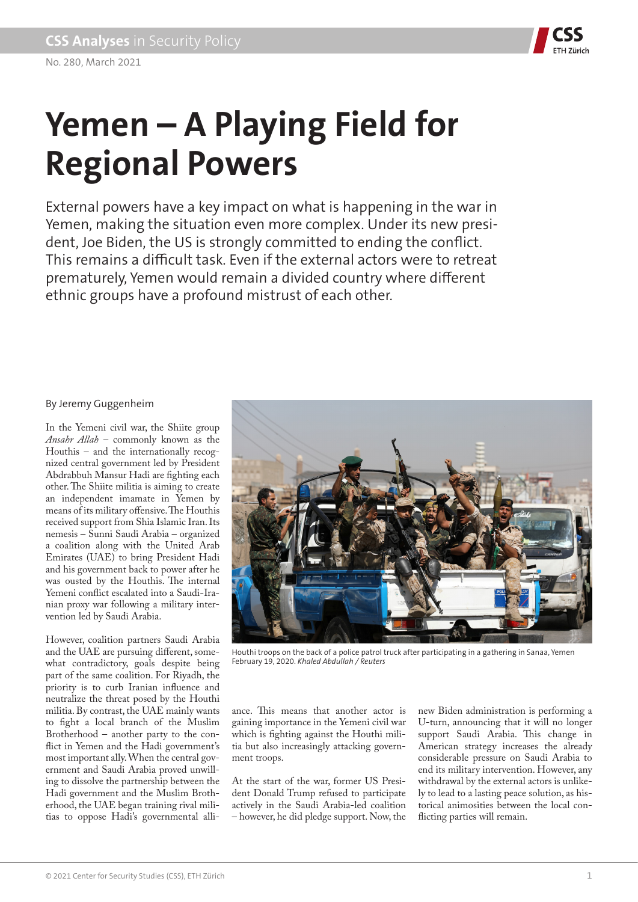# Yemen – A Playing Field for Regional Powers

External powers have a key impact on what is happening in the war in Yemen, making the situation even more complex. Under its new president, Joe Biden, the US is strongly committed to ending the conflict. This remains a difficult task. Even if the external actors were to retreat prematurely, Yemen would remain a divided country where different ethnic groups have a profound mistrust of each other.

By Jeremy Guggenheim

In the Yemeni civil war, the Shiite group *Ansahr Allah* – commonly known as the Houthis – and the internationally recognized central government led by President Abdrabbuh Mansur Hadi are fighting each other. The Shiite militia is aiming to create an independent imamate in Yemen by means of its military offensive. The Houthis received support from Shia Islamic Iran. Its nemesis – Sunni Saudi Arabia – organized a coalition along with the United Arab Emirates (UAE) to bring President Hadi and his government back to power after he was ousted by the Houthis. The internal Yemeni conflict escalated into a Saudi-Iranian proxy war following a military intervention led by Saudi Arabia.

However, coalition partners Saudi Arabia and the UAE are pursuing different, somewhat contradictory, goals despite being part of the same coalition. For Riyadh, the priority is to curb Iranian influence and neutralize the threat posed by the Houthi militia. By contrast, the UAE mainly wants to fight a local branch of the Muslim Brotherhood – another party to the conflict in Yemen and the Hadi government's most important ally. When the central government and Saudi Arabia proved unwilling to dissolve the partnership between the Hadi government and the Muslim Brotherhood, the UAE began training rival militias to oppose Hadi's governmental alliance. This means that another actor is gaining importance in the Yemeni civil war which is fighting against the Houthi militia but also increasingly attacking government troops.

Houthi troops on the back of a police patrol truck after participating in a gathering in Sanaa, Yemen February 19, 2020. *Khaled Abdullah / Reuters*

At the start of the war, former US President Donald Trump refused to participate actively in the Saudi Arabia-led coalition – however, he did pledge support. Now, the new Biden administration is performing a U-turn, announcing that it will no longer support Saudi Arabia. This change in American strategy increases the already considerable pressure on Saudi Arabia to end its military intervention. However, any withdrawal by the external actors is unlikely to lead to a lasting peace solution, as historical animosities between the local conflicting parties will remain.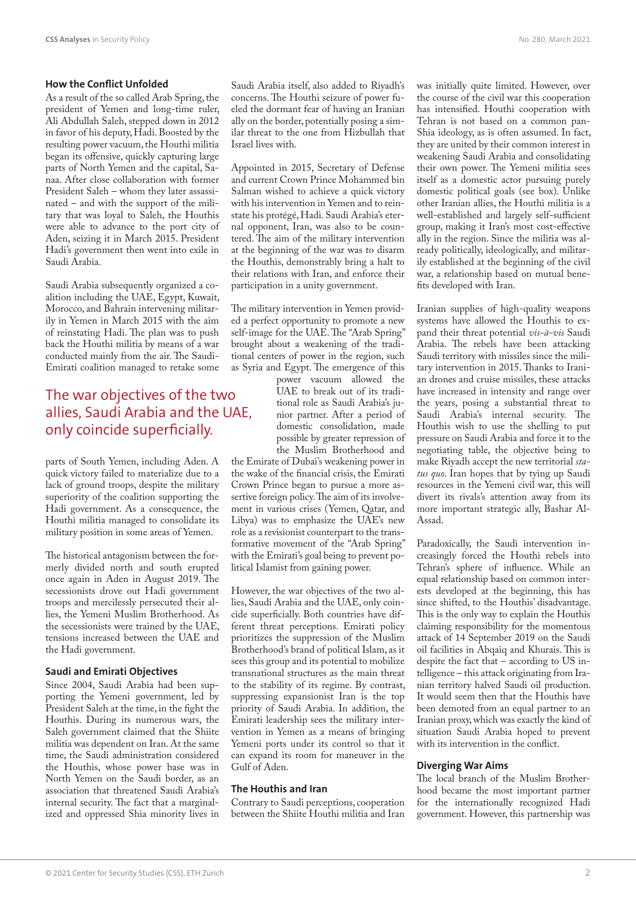## How the Conflict Unfolded

As a result of the so called Arab Spring, the president of Yemen and long-time ruler, Ali Abdullah Saleh, stepped down in 2012 in favor of his deputy, Hadi. Boosted by the resulting power vacuum, the Houthi militia began its offensive, quickly capturing large parts of North Yemen and the capital, Sanaa. After close collaboration with former President Saleh – whom they later assassinated – and with the support of the military that was loyal to Saleh, the Houthis were able to advance to the port city of Aden, seizing it in March 2015. President Hadi's government then went into exile in Saudi Arabia.

Saudi Arabia subsequently organized a coalition including the UAE, Egypt, Kuwait, Morocco, and Bahrain intervening militarily in Yemen in March 2015 with the aim of reinstating Hadi. The plan was to push back the Houthi militia by means of a war conducted mainly from the air. The Saudi-Emirati coalition managed to retake some parts of South Yemen, including Aden. A quick victory failed to materialize due to a lack of ground troops, despite the military superiority of the coalition supporting the Hadi government. As a consequence, the Houthi militia managed to consolidate its military position in some areas of Yemen.

The historical antagonism between the formerly divided north and south erupted once again in Aden in August 2019. The secessionists drove out Hadi government troops and mercilessly persecuted their allies, the Yemeni Muslim Brotherhood. As the secessionists were trained by the UAE, tensions increased between the UAE and the Hadi government.

## Saudi and Emirati Objectives

Since 2004, Saudi Arabia had been supporting the Yemeni government, led by President Saleh at the time, in the fight the Houthis. During its numerous wars, the Saleh government claimed that the Shiite militia was dependent on Iran. At the same time, the Saudi administration considered the Houthis, whose power base was in North Yemen on the Saudi border, as an association that threatened Saudi Arabia's internal security. The fact that a marginalized and oppressed Shia minority lives in Saudi Arabia itself, also added to Riyadh's concerns. The Houthi seizure of power fueled the dormant fear of having an Iranian ally on the border, potentially posing a similar threat to the one from Hizbullah that Israel lives with.

Appointed in 2015, Secretary of Defense and current Crown Prince Mohammed bin Salman wished to achieve a quick victory with his intervention in Yemen and to reinstate his protégé, Hadi. Saudi Arabia's eternal opponent, Iran, was also to be countered. The aim of the military intervention at the beginning of the war was to disarm the Houthis, demonstrably bring a halt to their relations with Iran, and enforce their participation in a unity government.

The military intervention in Yemen provided a perfect opportunity to promote a new self-image for the UAE. The "Arab Spring" brought about a weakening of the traditional centers of power in the region, such as Syria and Egypt. The emergence of this power vacuum allowed the UAE to break out of its traditional role as Saudi Arabia's junior partner. After a period of domestic consolidation, made possible by greater repression of the Muslim Brotherhood and the Emirate of Dubai's weakening power in the wake of the financial crisis, the Emirati Crown Prince began to pursue a more assertive foreign policy. The aim of its involvement in various crises (Yemen, Qatar, and Libya) was to emphasize the UAE's new role as a revisionist counterpart to the transformative movement of the "Arab Spring" with the Emirati's goal being to prevent political Islamist from gaining power.

> The war objectives of the two allies, Saudi Arabia and the UAE, only coincide superficially.

However, the war objectives of the two allies, Saudi Arabia and the UAE, only coincide superficially. Both countries have different threat perceptions. Emirati policy prioritizes the suppression of the Muslim Brotherhood's brand of political Islam, as it sees this group and its potential to mobilize transnational structures as the main threat to the stability of its regime. By contrast, suppressing expansionist Iran is the top priority of Saudi Arabia. In addition, the Emirati leadership sees the military intervention in Yemen as a means of bringing Yemeni ports under its control so that it can expand its room for maneuver in the Gulf of Aden.

## The Houthis and Iran

Contrary to Saudi perceptions, cooperation between the Shiite Houthi militia and Iran was initially quite limited. However, over the course of the civil war this cooperation has intensified. Houthi cooperation with Tehran is not based on a common pan-Shia ideology, as is often assumed. In fact, they are united by their common interest in weakening Saudi Arabia and consolidating their own power. The Yemeni militia sees itself as a domestic actor pursuing purely domestic political goals (see box). Unlike other Iranian allies, the Houthi militia is a well-established and largely self-sufficient group, making it Iran's most cost-effective ally in the region. Since the militia was already politically, ideologically, and militarily established at the beginning of the civil war, a relationship based on mutual benefits developed with Iran.

Iranian supplies of high-quality weapons systems have allowed the Houthis to expand their threat potential *vis-à-vis* Saudi Arabia. The rebels have been attacking Saudi territory with missiles since the military intervention in 2015. Thanks to Iranian drones and cruise missiles, these attacks have increased in intensity and range over the years, posing a substantial threat to Saudi Arabia's internal security. The Houthis wish to use the shelling to put pressure on Saudi Arabia and force it to the negotiating table, the objective being to make Riyadh accept the new territorial *status quo*. Iran hopes that by tying up Saudi resources in the Yemeni civil war, this will divert its rivals's attention away from its more important strategic ally, Bashar Al-Assad.

Paradoxically, the Saudi intervention increasingly forced the Houthi rebels into Tehran's sphere of influence. While an equal relationship based on common interests developed at the beginning, this has since shifted, to the Houthis' disadvantage. This is the only way to explain the Houthis claiming responsibility for the momentous attack of 14 September 2019 on the Saudi oil facilities in Abqaiq and Khurais. This is despite the fact that – according to US intelligence – this attack originating from Iranian territory halved Saudi oil production. It would seem then that the Houthis have been demoted from an equal partner to an Iranian proxy, which was exactly the kind of situation Saudi Arabia hoped to prevent with its intervention in the conflict.

## Diverging War Aims

The local branch of the Muslim Brotherhood became the most important partner for the internationally recognized Hadi government. However, this partnership was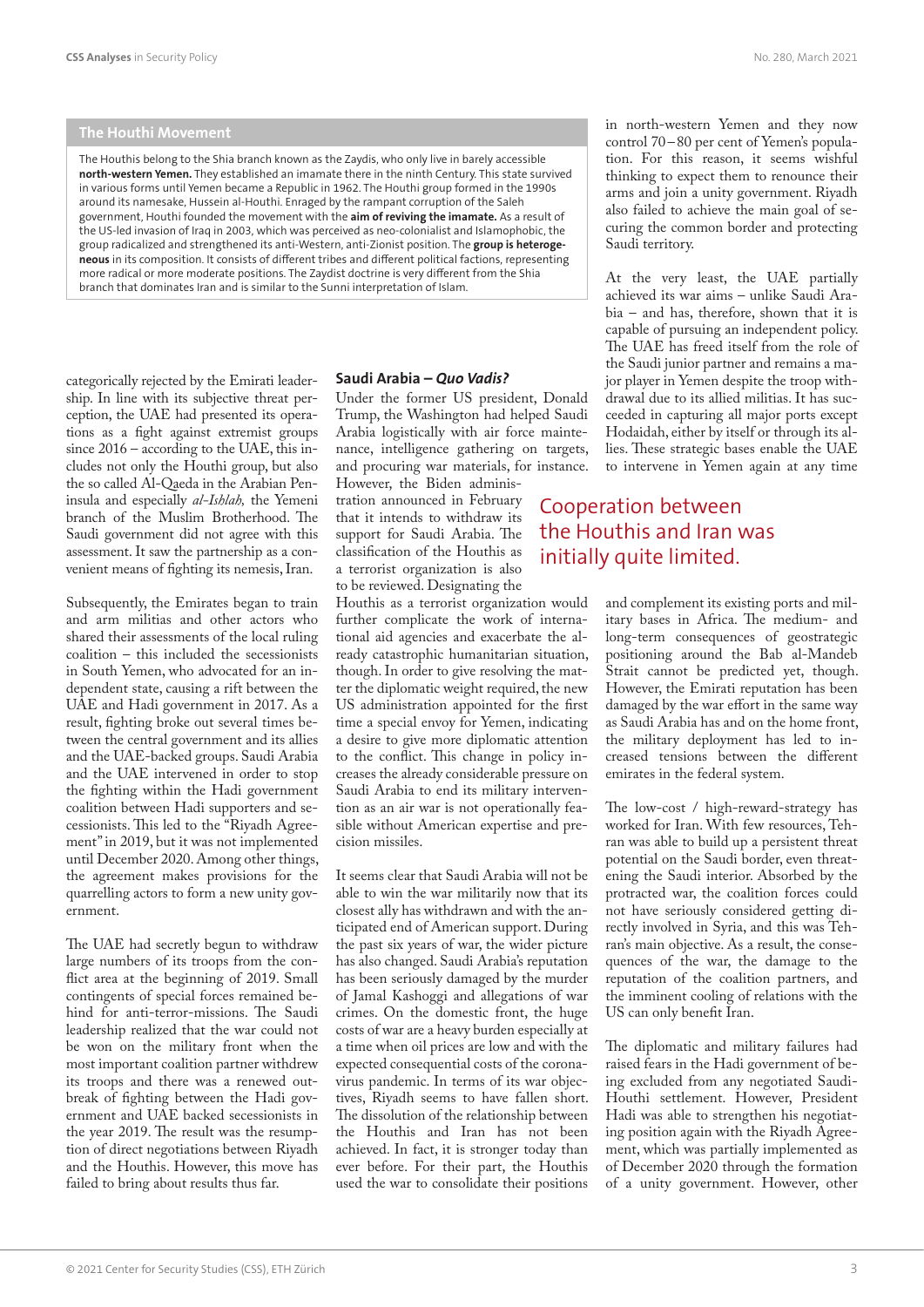## The Houthi Movement

The Houthis belong to the Shia branch known as the Zaydis, who only live in barely accessible **north-western Yemen.** They established an imamate there in the ninth Century. This state survived in various forms until Yemen became a Republic in 1962. The Houthi group formed in the 1990s around its namesake, Hussein al-Houthi. Enraged by the rampant corruption of the Saleh government, Houthi founded the movement with the **aim of reviving the imamate.** As a result of the US-led invasion of Iraq in 2003, which was perceived as neo-colonialist and Islamophobic, the group radicalized and strengthened its anti-Western, anti-Zionist position. The **group is heterogeneous** in its composition. It consists of different tribes and different political factions, representing more radical or more moderate positions. The Zaydist doctrine is very different from the Shia branch that dominates Iran and is similar to the Sunni interpretation of Islam.

categorically rejected by the Emirati leadership. In line with its subjective threat perception, the UAE had presented its operations as a fight against extremist groups since 2016 – according to the UAE, this includes not only the Houthi group, but also the so called Al-Qaeda in the Arabian Peninsula and especially *al-Ishlah,* the Yemeni branch of the Muslim Brotherhood. The Saudi government did not agree with this assessment. It saw the partnership as a convenient means of fighting its nemesis, Iran.

Subsequently, the Emirates began to train and arm militias and other actors who shared their assessments of the local ruling coalition – this included the secessionists in South Yemen, who advocated for an independent state, causing a rift between the UAE and Hadi government in 2017. As a result, fighting broke out several times between the central government and its allies and the UAE-backed groups. Saudi Arabia and the UAE intervened in order to stop the fighting within the Hadi government coalition between Hadi supporters and secessionists. This led to the "Riyadh Agreement" in 2019, but it was not implemented until December 2020. Among other things, the agreement makes provisions for the quarrelling actors to form a new unity government.

The UAE had secretly begun to withdraw large numbers of its troops from the conflict area at the beginning of 2019. Small contingents of special forces remained behind for anti-terror-missions. The Saudi leadership realized that the war could not be won on the military front when the most important coalition partner withdrew its troops and there was a renewed outbreak of fighting between the Hadi government and UAE backed secessionists in the year 2019. The result was the resumption of direct negotiations between Riyadh and the Houthis. However, this move has failed to bring about results thus far.

### Saudi Arabia – *Quo Vadis?*

Under the former US president, Donald Trump, the Washington had helped Saudi Arabia logistically with air force maintenance, intelligence gathering on targets, and procuring war materials, for instance. However, the Biden administration announced in February that it intends to withdraw its support for Saudi Arabia. The classification of the Houthis as a terrorist organization is also to be reviewed. Designating the Houthis as a terrorist organization would further complicate the work of international aid agencies and exacerbate the already catastrophic humanitarian situation, though. In order to give resolving the matter the diplomatic weight required, the new US administration appointed for the first time a special envoy for Yemen, indicating a desire to give more diplomatic attention to the conflict. This change in policy increases the already considerable pressure on Saudi Arabia to end its military intervention as an air war is not operationally feasible without American expertise and precision missiles.

Cooperation between the Houthis and Iran was initially quite limited.

It seems clear that Saudi Arabia will not be able to win the war militarily now that its closest ally has withdrawn and with the anticipated end of American support. During the past six years of war, the wider picture has also changed. Saudi Arabia's reputation has been seriously damaged by the murder of Jamal Kashoggi and allegations of war crimes. On the domestic front, the huge costs of war are a heavy burden especially at a time when oil prices are low and with the expected consequential costs of the coronavirus pandemic. In terms of its war objectives, Riyadh seems to have fallen short. The dissolution of the relationship between the Houthis and Iran has not been achieved. In fact, it is stronger today than ever before. For their part, the Houthis used the war to consolidate their positions in north-western Yemen and they now control 70–80 per cent of Yemen's population. For this reason, it seems wishful thinking to expect them to renounce their arms and join a unity government. Riyadh also failed to achieve the main goal of securing the common border and protecting Saudi territory.

At the very least, the UAE partially achieved its war aims – unlike Saudi Arabia – and has, therefore, shown that it is capable of pursuing an independent policy. The UAE has freed itself from the role of the Saudi junior partner and remains a major player in Yemen despite the troop withdrawal due to its allied militias. It has succeeded in capturing all major ports except Hodaidah, either by itself or through its allies. These strategic bases enable the UAE to intervene in Yemen again at any time and complement its existing ports and military bases in Africa. The medium- and long-term consequences of geostrategic positioning around the Bab al-Mandeb Strait cannot be predicted yet, though. However, the Emirati reputation has been damaged by the war effort in the same way as Saudi Arabia has and on the home front, the military deployment has led to increased tensions between the different emirates in the federal system.

The low-cost / high-reward-strategy has worked for Iran. With few resources, Tehran was able to build up a persistent threat potential on the Saudi border, even threatening the Saudi interior. Absorbed by the protracted war, the coalition forces could not have seriously considered getting directly involved in Syria, and this was Tehran's main objective. As a result, the consequences of the war, the damage to the reputation of the coalition partners, and the imminent cooling of relations with the US can only benefit Iran.

The diplomatic and military failures had raised fears in the Hadi government of being excluded from any negotiated Saudi-Houthi settlement. However, President Hadi was able to strengthen his negotiating position again with the Riyadh Agreement, which was partially implemented as of December 2020 through the formation of a unity government. However, other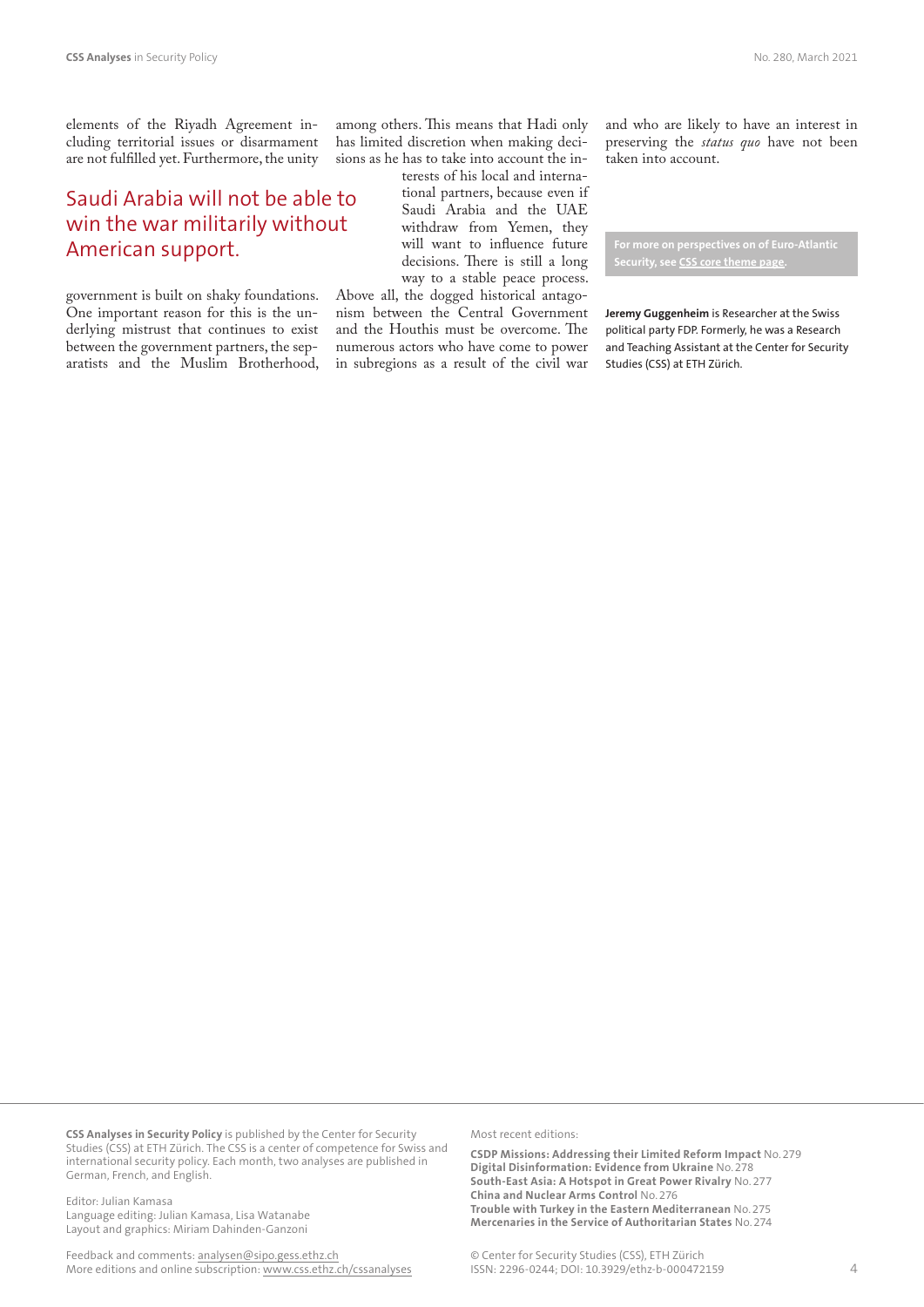elements of the Riyadh Agreement including territorial issues or disarmament are not fulfilled yet. Furthermore, the unity government is built on shaky foundations. One important reason for this is the underlying mistrust that continues to exist between the government partners, the separatists and the Muslim Brotherhood, among others. This means that Hadi only has limited discretion when making decisions as he has to take into account the interests of his local and international partners, because even if Saudi Arabia and the UAE withdraw from Yemen, they will want to influence future decisions. There is still a long way to a stable peace process. Above all, the dogged historical antagonism between the Central Government and the Houthis must be overcome. The numerous actors who have come to power in subregions as a result of the civil war and who are likely to have an interest in preserving the *status quo* have not been taken into account.

> Saudi Arabia will not be able to win the war militarily without American support.

For more on perspectives on of Euro-Atlantic Security, see CSS core theme page.

**Jeremy Guggenheim** is Researcher at the Swiss political party FDP. Formerly, he was a Research and Teaching Assistant at the Center for Security Studies (CSS) at ETH Zürich.

---

**CSS Analyses in Security Policy** is published by the Center for Security Studies (CSS) at ETH Zürich. The CSS is a center of competence for Swiss and international security policy. Each month, two analyses are published in German, French, and English.

Editor: Julian Kamasa
Language editing: Julian Kamasa, Lisa Watanabe
Layout and graphics: Miriam Dahinden-Ganzoni

Feedback and comments: analysen@sipo.gess.ethz.ch
More editions and online subscription: www.css.ethz.ch/cssanalyses

Most recent editions:

**CSDP Missions: Addressing their Limited Reform Impact** No. 279
**Digital Disinformation: Evidence from Ukraine** No. 278
**South-East Asia: A Hotspot in Great Power Rivalry** No. 277
**China and Nuclear Arms Control** No. 276
**Trouble with Turkey in the Eastern Mediterranean** No. 275
**Mercenaries in the Service of Authoritarian States** No. 274

© Center for Security Studies (CSS), ETH Zürich
ISSN: 2296-0244; DOI: 10.3929/ethz-b-000472159